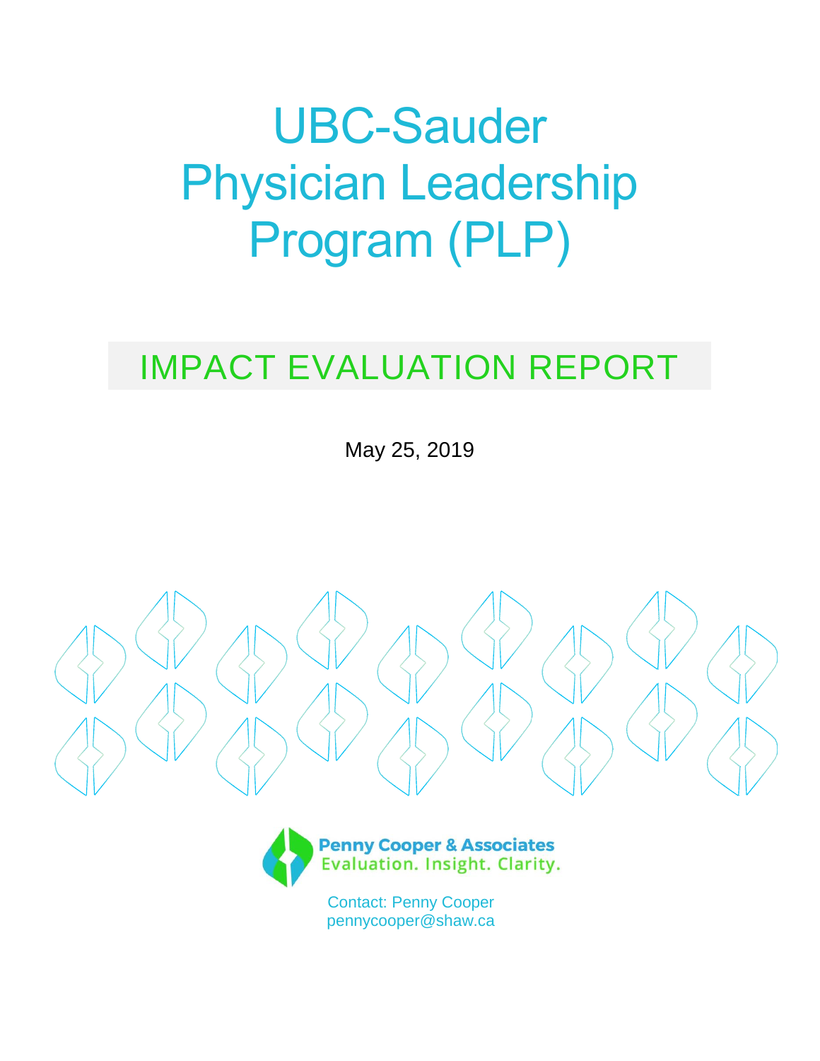# UBC-Sauder Physician Leadership Program (PLP)

## IMPACT EVALUATION REPORT

May 25, 2019

Penny Cooper & Associates
Evaluation. Insight. Clarity.

Contact: Penny Cooper
pennycooper@shaw.ca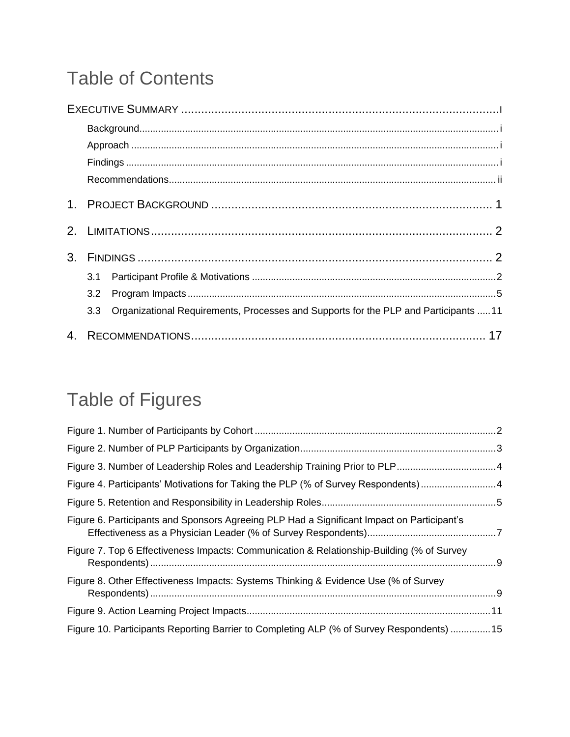# Table of Contents

EXECUTIVE SUMMARY .......... I

- Background .......... i
- Approach .......... i
- Findings .......... i
- Recommendations .......... ii

1. PROJECT BACKGROUND .......... 1
2. LIMITATIONS .......... 2
3. FINDINGS .......... 2
   - 3.1 Participant Profile & Motivations .......... 2
   - 3.2 Program Impacts .......... 5
   - 3.3 Organizational Requirements, Processes and Supports for the PLP and Participants .......... 11
4. RECOMMENDATIONS .......... 17

# Table of Figures

Figure 1. Number of Participants by Cohort .......... 2

Figure 2. Number of PLP Participants by Organization .......... 3

Figure 3. Number of Leadership Roles and Leadership Training Prior to PLP .......... 4

Figure 4. Participants' Motivations for Taking the PLP (% of Survey Respondents) .......... 4

Figure 5. Retention and Responsibility in Leadership Roles .......... 5

Figure 6. Participants and Sponsors Agreeing PLP Had a Significant Impact on Participant's Effectiveness as a Physician Leader (% of Survey Respondents) .......... 7

Figure 7. Top 6 Effectiveness Impacts: Communication & Relationship-Building (% of Survey Respondents) .......... 9

Figure 8. Other Effectiveness Impacts: Systems Thinking & Evidence Use (% of Survey Respondents) .......... 9

Figure 9. Action Learning Project Impacts .......... 11

Figure 10. Participants Reporting Barrier to Completing ALP (% of Survey Respondents) .......... 15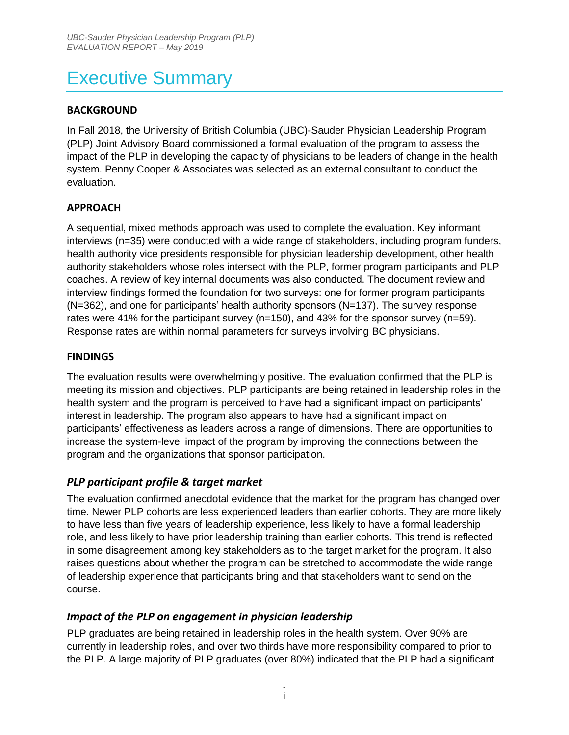# Executive Summary

## BACKGROUND

In Fall 2018, the University of British Columbia (UBC)-Sauder Physician Leadership Program (PLP) Joint Advisory Board commissioned a formal evaluation of the program to assess the impact of the PLP in developing the capacity of physicians to be leaders of change in the health system. Penny Cooper & Associates was selected as an external consultant to conduct the evaluation.

## APPROACH

A sequential, mixed methods approach was used to complete the evaluation. Key informant interviews (n=35) were conducted with a wide range of stakeholders, including program funders, health authority vice presidents responsible for physician leadership development, other health authority stakeholders whose roles intersect with the PLP, former program participants and PLP coaches. A review of key internal documents was also conducted. The document review and interview findings formed the foundation for two surveys: one for former program participants (N=362), and one for participants' health authority sponsors (N=137). The survey response rates were 41% for the participant survey (n=150), and 43% for the sponsor survey (n=59). Response rates are within normal parameters for surveys involving BC physicians.

## FINDINGS

The evaluation results were overwhelmingly positive. The evaluation confirmed that the PLP is meeting its mission and objectives. PLP participants are being retained in leadership roles in the health system and the program is perceived to have had a significant impact on participants' interest in leadership. The program also appears to have had a significant impact on participants' effectiveness as leaders across a range of dimensions. There are opportunities to increase the system-level impact of the program by improving the connections between the program and the organizations that sponsor participation.

### *PLP participant profile & target market*

The evaluation confirmed anecdotal evidence that the market for the program has changed over time. Newer PLP cohorts are less experienced leaders than earlier cohorts. They are more likely to have less than five years of leadership experience, less likely to have a formal leadership role, and less likely to have prior leadership training than earlier cohorts. This trend is reflected in some disagreement among key stakeholders as to the target market for the program. It also raises questions about whether the program can be stretched to accommodate the wide range of leadership experience that participants bring and that stakeholders want to send on the course.

### *Impact of the PLP on engagement in physician leadership*

PLP graduates are being retained in leadership roles in the health system. Over 90% are currently in leadership roles, and over two thirds have more responsibility compared to prior to the PLP. A large majority of PLP graduates (over 80%) indicated that the PLP had a significant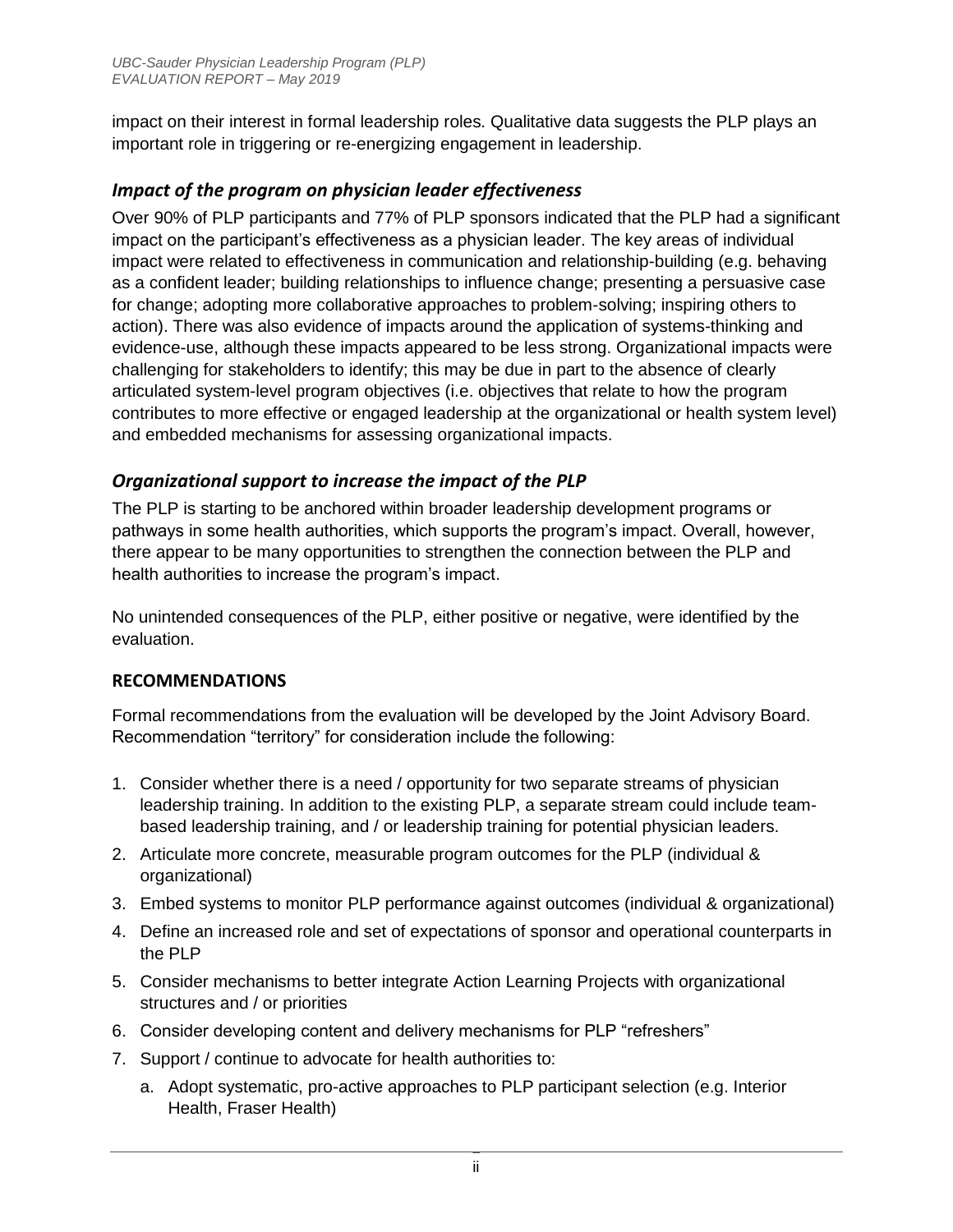impact on their interest in formal leadership roles. Qualitative data suggests the PLP plays an important role in triggering or re-energizing engagement in leadership.

### *Impact of the program on physician leader effectiveness*

Over 90% of PLP participants and 77% of PLP sponsors indicated that the PLP had a significant impact on the participant's effectiveness as a physician leader. The key areas of individual impact were related to effectiveness in communication and relationship-building (e.g. behaving as a confident leader; building relationships to influence change; presenting a persuasive case for change; adopting more collaborative approaches to problem-solving; inspiring others to action). There was also evidence of impacts around the application of systems-thinking and evidence-use, although these impacts appeared to be less strong. Organizational impacts were challenging for stakeholders to identify; this may be due in part to the absence of clearly articulated system-level program objectives (i.e. objectives that relate to how the program contributes to more effective or engaged leadership at the organizational or health system level) and embedded mechanisms for assessing organizational impacts.

### *Organizational support to increase the impact of the PLP*

The PLP is starting to be anchored within broader leadership development programs or pathways in some health authorities, which supports the program's impact. Overall, however, there appear to be many opportunities to strengthen the connection between the PLP and health authorities to increase the program's impact.

No unintended consequences of the PLP, either positive or negative, were identified by the evaluation.

## RECOMMENDATIONS

Formal recommendations from the evaluation will be developed by the Joint Advisory Board. Recommendation "territory" for consideration include the following:

1. Consider whether there is a need / opportunity for two separate streams of physician leadership training. In addition to the existing PLP, a separate stream could include team-based leadership training, and / or leadership training for potential physician leaders.
2. Articulate more concrete, measurable program outcomes for the PLP (individual & organizational)
3. Embed systems to monitor PLP performance against outcomes (individual & organizational)
4. Define an increased role and set of expectations of sponsor and operational counterparts in the PLP
5. Consider mechanisms to better integrate Action Learning Projects with organizational structures and / or priorities
6. Consider developing content and delivery mechanisms for PLP "refreshers"
7. Support / continue to advocate for health authorities to:
   a. Adopt systematic, pro-active approaches to PLP participant selection (e.g. Interior Health, Fraser Health)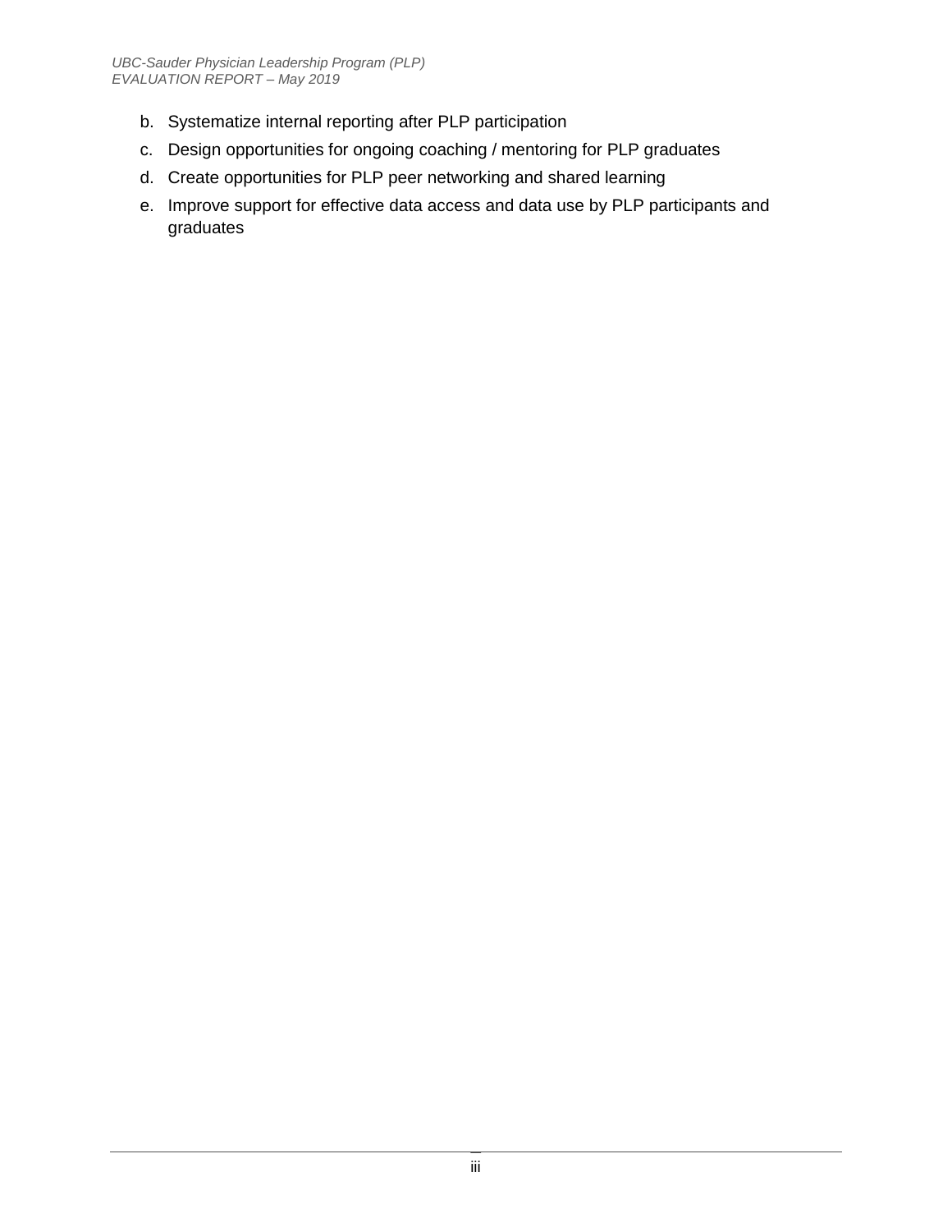b. Systematize internal reporting after PLP participation
c. Design opportunities for ongoing coaching / mentoring for PLP graduates
d. Create opportunities for PLP peer networking and shared learning
e. Improve support for effective data access and data use by PLP participants and graduates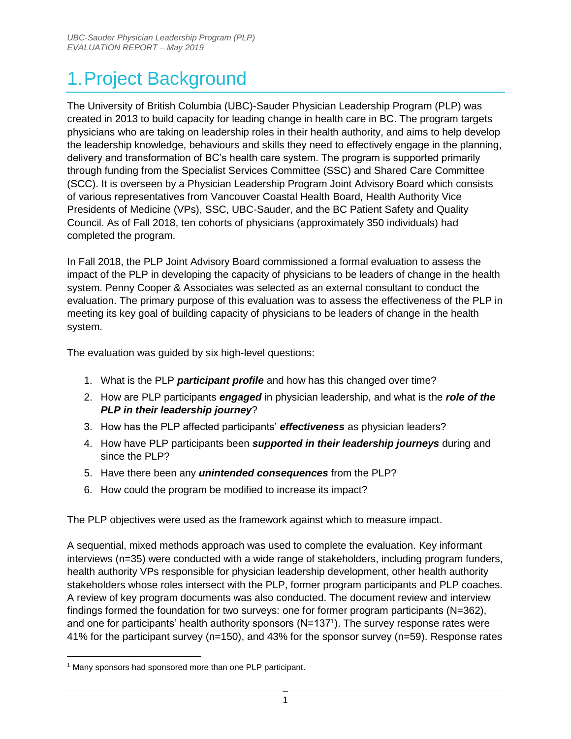# 1. Project Background

The University of British Columbia (UBC)-Sauder Physician Leadership Program (PLP) was created in 2013 to build capacity for leading change in health care in BC. The program targets physicians who are taking on leadership roles in their health authority, and aims to help develop the leadership knowledge, behaviours and skills they need to effectively engage in the planning, delivery and transformation of BC's health care system. The program is supported primarily through funding from the Specialist Services Committee (SSC) and Shared Care Committee (SCC). It is overseen by a Physician Leadership Program Joint Advisory Board which consists of various representatives from Vancouver Coastal Health Board, Health Authority Vice Presidents of Medicine (VPs), SSC, UBC-Sauder, and the BC Patient Safety and Quality Council. As of Fall 2018, ten cohorts of physicians (approximately 350 individuals) had completed the program.

In Fall 2018, the PLP Joint Advisory Board commissioned a formal evaluation to assess the impact of the PLP in developing the capacity of physicians to be leaders of change in the health system. Penny Cooper & Associates was selected as an external consultant to conduct the evaluation. The primary purpose of this evaluation was to assess the effectiveness of the PLP in meeting its key goal of building capacity of physicians to be leaders of change in the health system.

The evaluation was guided by six high-level questions:

1. What is the PLP ***participant profile*** and how has this changed over time?
2. How are PLP participants ***engaged*** in physician leadership, and what is the ***role of the PLP in their leadership journey***?
3. How has the PLP affected participants' ***effectiveness*** as physician leaders?
4. How have PLP participants been ***supported in their leadership journeys*** during and since the PLP?
5. Have there been any ***unintended consequences*** from the PLP?
6. How could the program be modified to increase its impact?

The PLP objectives were used as the framework against which to measure impact.

A sequential, mixed methods approach was used to complete the evaluation. Key informant interviews (n=35) were conducted with a wide range of stakeholders, including program funders, health authority VPs responsible for physician leadership development, other health authority stakeholders whose roles intersect with the PLP, former program participants and PLP coaches. A review of key program documents was also conducted. The document review and interview findings formed the foundation for two surveys: one for former program participants (N=362), and one for participants' health authority sponsors (N=137[1]). The survey response rates were 41% for the participant survey (n=150), and 43% for the sponsor survey (n=59). Response rates

[1] Many sponsors had sponsored more than one PLP participant.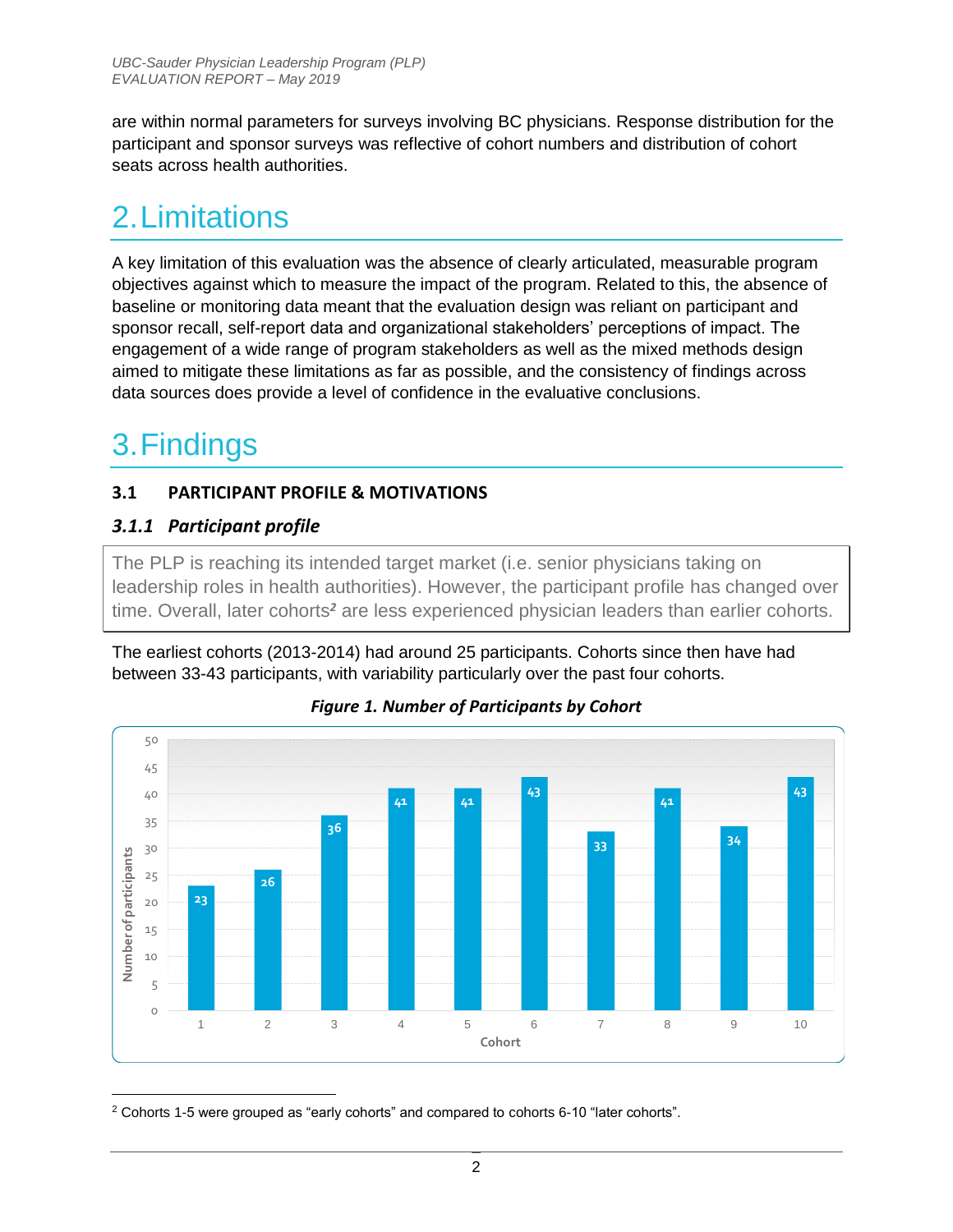are within normal parameters for surveys involving BC physicians. Response distribution for the participant and sponsor surveys was reflective of cohort numbers and distribution of cohort seats across health authorities.

# 2. Limitations

A key limitation of this evaluation was the absence of clearly articulated, measurable program objectives against which to measure the impact of the program. Related to this, the absence of baseline or monitoring data meant that the evaluation design was reliant on participant and sponsor recall, self-report data and organizational stakeholders' perceptions of impact. The engagement of a wide range of program stakeholders as well as the mixed methods design aimed to mitigate these limitations as far as possible, and the consistency of findings across data sources does provide a level of confidence in the evaluative conclusions.

# 3. Findings

## 3.1 PARTICIPANT PROFILE & MOTIVATIONS

### *3.1.1 Participant profile*

The PLP is reaching its intended target market (i.e. senior physicians taking on leadership roles in health authorities). However, the participant profile has changed over time. Overall, later cohorts[2] are less experienced physician leaders than earlier cohorts.

The earliest cohorts (2013-2014) had around 25 participants. Cohorts since then have had between 33-43 participants, with variability particularly over the past four cohorts.

***Figure 1. Number of Participants by Cohort***

| Cohort | 1 | 2 | 3 | 4 | 5 | 6 | 7 | 8 | 9 | 10 |
|---|---|---|---|---|---|---|---|---|---|---|
| Number of participants | 23 | 26 | 36 | 41 | 41 | 43 | 33 | 41 | 34 | 43 |

[2] Cohorts 1-5 were grouped as "early cohorts" and compared to cohorts 6-10 "later cohorts".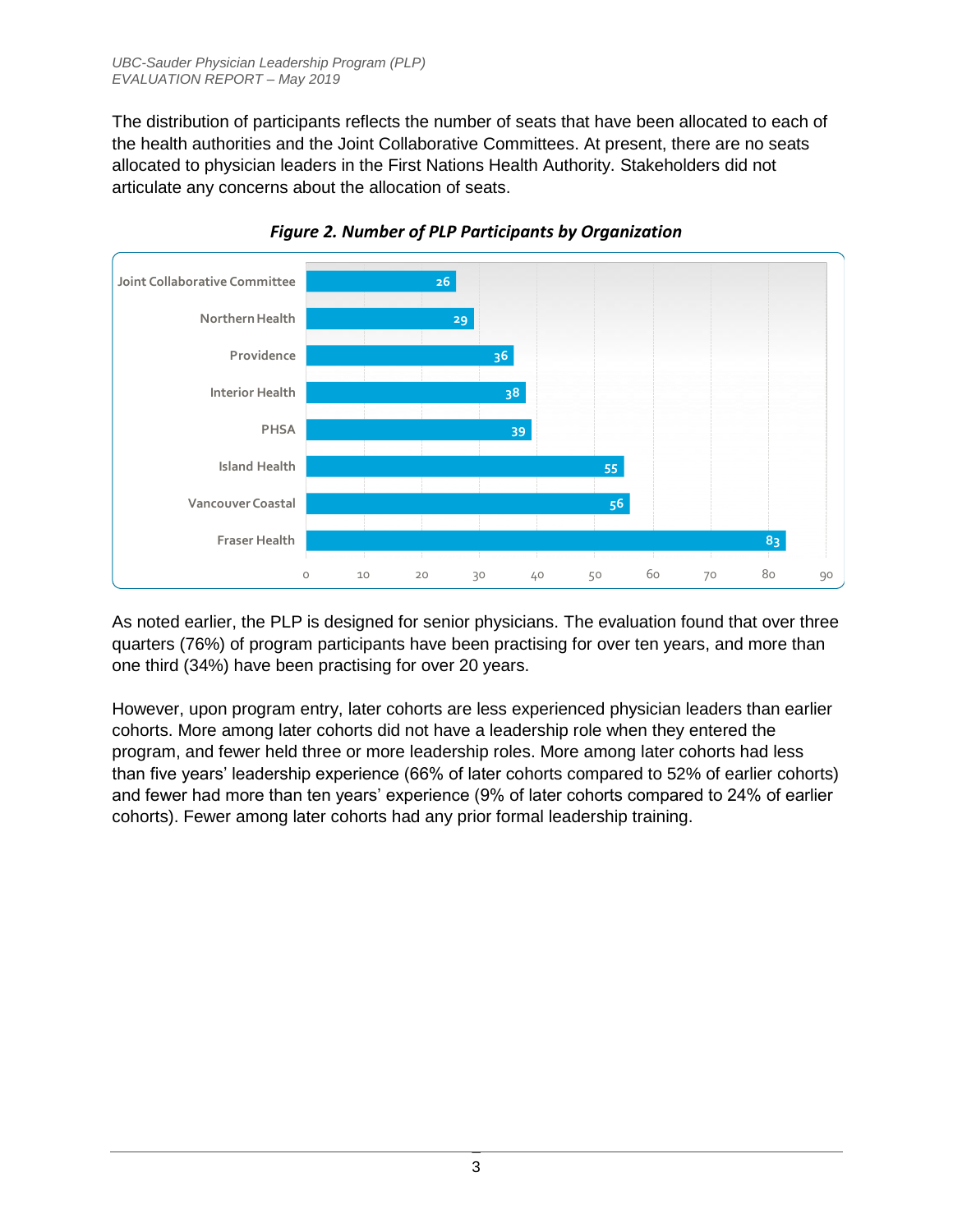The distribution of participants reflects the number of seats that have been allocated to each of the health authorities and the Joint Collaborative Committees. At present, there are no seats allocated to physician leaders in the First Nations Health Authority. Stakeholders did not articulate any concerns about the allocation of seats.

***Figure 2. Number of PLP Participants by Organization***

| Organization | Number of Participants |
| --- | --- |
| Joint Collaborative Committee | 26 |
| Northern Health | 29 |
| Providence | 36 |
| Interior Health | 38 |
| PHSA | 39 |
| Island Health | 55 |
| Vancouver Coastal | 56 |
| Fraser Health | 83 |

As noted earlier, the PLP is designed for senior physicians. The evaluation found that over three quarters (76%) of program participants have been practising for over ten years, and more than one third (34%) have been practising for over 20 years.

However, upon program entry, later cohorts are less experienced physician leaders than earlier cohorts. More among later cohorts did not have a leadership role when they entered the program, and fewer held three or more leadership roles. More among later cohorts had less than five years' leadership experience (66% of later cohorts compared to 52% of earlier cohorts) and fewer had more than ten years' experience (9% of later cohorts compared to 24% of earlier cohorts). Fewer among later cohorts had any prior formal leadership training.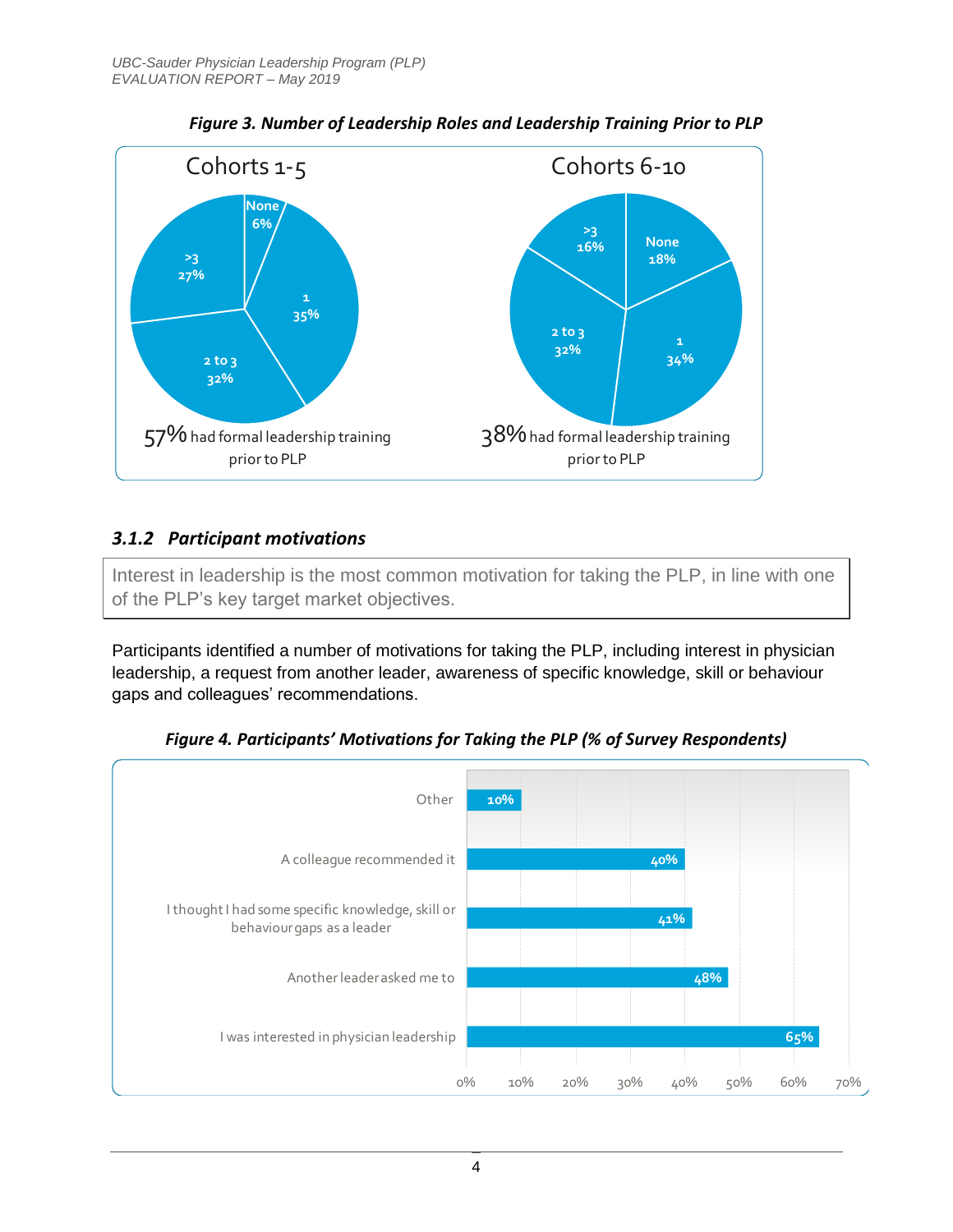*Figure 3. Number of Leadership Roles and Leadership Training Prior to PLP*

Cohorts 1-5

- None 6%
- 1: 35%
- 2 to 3: 32%
- >3: 27%

57% had formal leadership training prior to PLP

Cohorts 6-10

- None 18%
- 1: 34%
- 2 to 3: 32%
- >3: 16%

38% had formal leadership training prior to PLP

### *3.1.2 Participant motivations*

Interest in leadership is the most common motivation for taking the PLP, in line with one of the PLP's key target market objectives.

Participants identified a number of motivations for taking the PLP, including interest in physician leadership, a request from another leader, awareness of specific knowledge, skill or behaviour gaps and colleagues' recommendations.

*Figure 4. Participants' Motivations for Taking the PLP (% of Survey Respondents)*

| Motivation | % of Survey Respondents |
| --- | --- |
| Other | 10% |
| A colleague recommended it | 40% |
| I thought I had some specific knowledge, skill or behaviour gaps as a leader | 41% |
| Another leader asked me to | 48% |
| I was interested in physician leadership | 65% |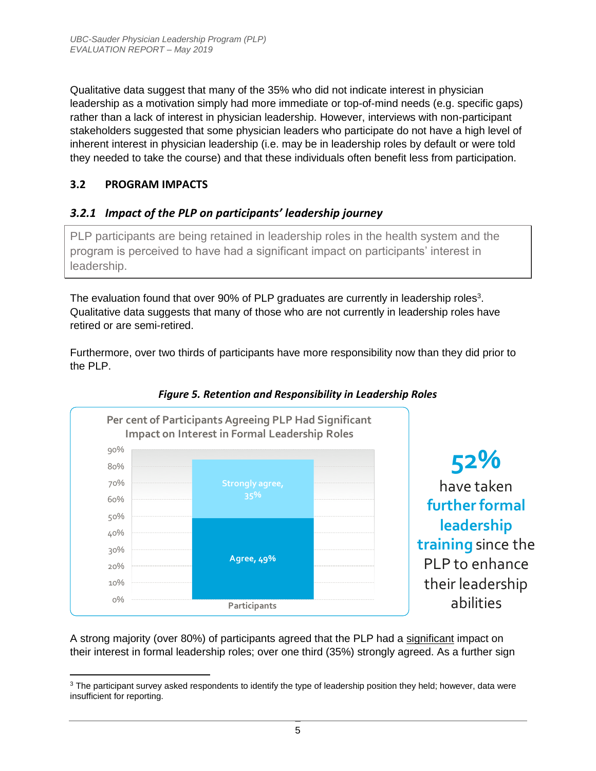Qualitative data suggest that many of the 35% who did not indicate interest in physician leadership as a motivation simply had more immediate or top-of-mind needs (e.g. specific gaps) rather than a lack of interest in physician leadership. However, interviews with non-participant stakeholders suggested that some physician leaders who participate do not have a high level of inherent interest in physician leadership (i.e. may be in leadership roles by default or were told they needed to take the course) and that these individuals often benefit less from participation.

## 3.2 PROGRAM IMPACTS

### *3.2.1 Impact of the PLP on participants' leadership journey*

> PLP participants are being retained in leadership roles in the health system and the program is perceived to have had a significant impact on participants' interest in leadership.

The evaluation found that over 90% of PLP graduates are currently in leadership roles[3]. Qualitative data suggests that many of those who are not currently in leadership roles have retired or are semi-retired.

Furthermore, over two thirds of participants have more responsibility now than they did prior to the PLP.

***Figure 5. Retention and Responsibility in Leadership Roles***

**Per cent of Participants Agreeing PLP Had Significant Impact on Interest in Formal Leadership Roles**

| | Participants |
|---|---|
| Strongly agree | 35% |
| Agree | 49% |

**52%** have taken **further formal leadership training** since the PLP to enhance their leadership abilities

A strong majority (over 80%) of participants agreed that the PLP had a significant impact on their interest in formal leadership roles; over one third (35%) strongly agreed. As a further sign

[3] The participant survey asked respondents to identify the type of leadership position they held; however, data were insufficient for reporting.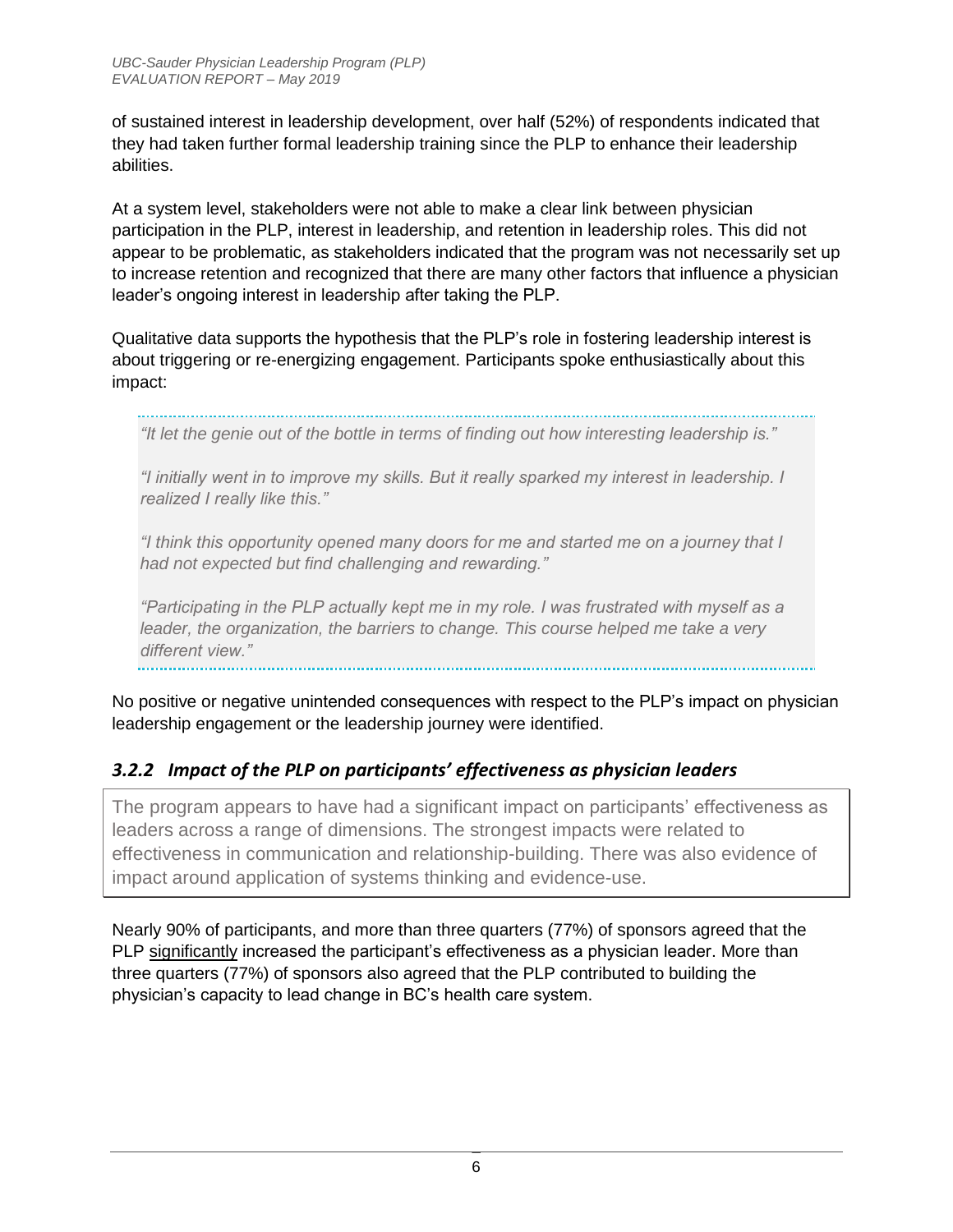of sustained interest in leadership development, over half (52%) of respondents indicated that they had taken further formal leadership training since the PLP to enhance their leadership abilities.

At a system level, stakeholders were not able to make a clear link between physician participation in the PLP, interest in leadership, and retention in leadership roles. This did not appear to be problematic, as stakeholders indicated that the program was not necessarily set up to increase retention and recognized that there are many other factors that influence a physician leader's ongoing interest in leadership after taking the PLP.

Qualitative data supports the hypothesis that the PLP's role in fostering leadership interest is about triggering or re-energizing engagement. Participants spoke enthusiastically about this impact:

> *"It let the genie out of the bottle in terms of finding out how interesting leadership is."*
>
> *"I initially went in to improve my skills. But it really sparked my interest in leadership. I realized I really like this."*
>
> *"I think this opportunity opened many doors for me and started me on a journey that I had not expected but find challenging and rewarding."*
>
> *"Participating in the PLP actually kept me in my role. I was frustrated with myself as a leader, the organization, the barriers to change. This course helped me take a very different view."*

No positive or negative unintended consequences with respect to the PLP's impact on physician leadership engagement or the leadership journey were identified.

### *3.2.2 Impact of the PLP on participants' effectiveness as physician leaders*

> The program appears to have had a significant impact on participants' effectiveness as leaders across a range of dimensions. The strongest impacts were related to effectiveness in communication and relationship-building. There was also evidence of impact around application of systems thinking and evidence-use.

Nearly 90% of participants, and more than three quarters (77%) of sponsors agreed that the PLP significantly increased the participant's effectiveness as a physician leader. More than three quarters (77%) of sponsors also agreed that the PLP contributed to building the physician's capacity to lead change in BC's health care system.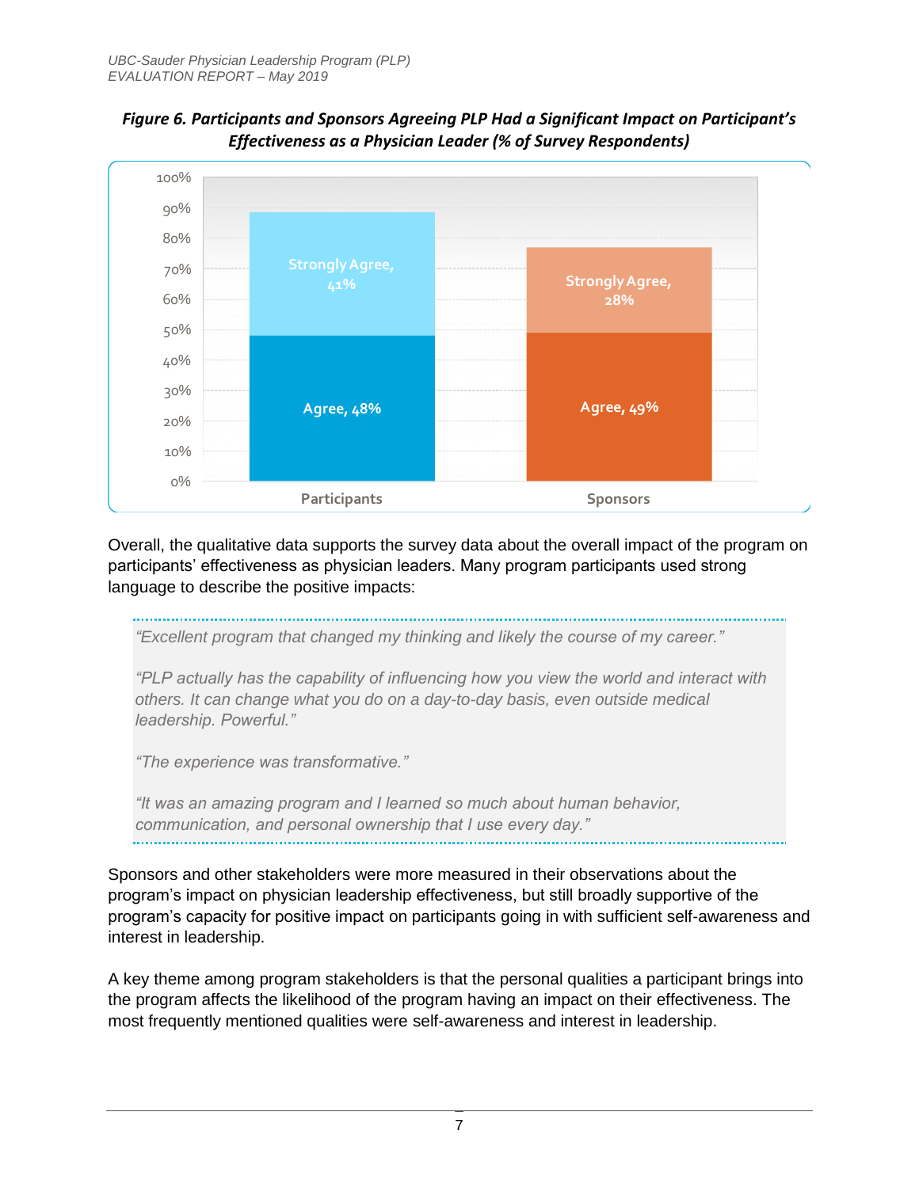***Figure 6. Participants and Sponsors Agreeing PLP Had a Significant Impact on Participant's Effectiveness as a Physician Leader (% of Survey Respondents)***

| | Agree | Strongly Agree |
|---|---|---|
| Participants | 48% | 41% |
| Sponsors | 49% | 28% |

Overall, the qualitative data supports the survey data about the overall impact of the program on participants' effectiveness as physician leaders. Many program participants used strong language to describe the positive impacts:

> *"Excellent program that changed my thinking and likely the course of my career."*
>
> *"PLP actually has the capability of influencing how you view the world and interact with others. It can change what you do on a day-to-day basis, even outside medical leadership. Powerful."*
>
> *"The experience was transformative."*
>
> *"It was an amazing program and I learned so much about human behavior, communication, and personal ownership that I use every day."*

Sponsors and other stakeholders were more measured in their observations about the program's impact on physician leadership effectiveness, but still broadly supportive of the program's capacity for positive impact on participants going in with sufficient self-awareness and interest in leadership.

A key theme among program stakeholders is that the personal qualities a participant brings into the program affects the likelihood of the program having an impact on their effectiveness. The most frequently mentioned qualities were self-awareness and interest in leadership.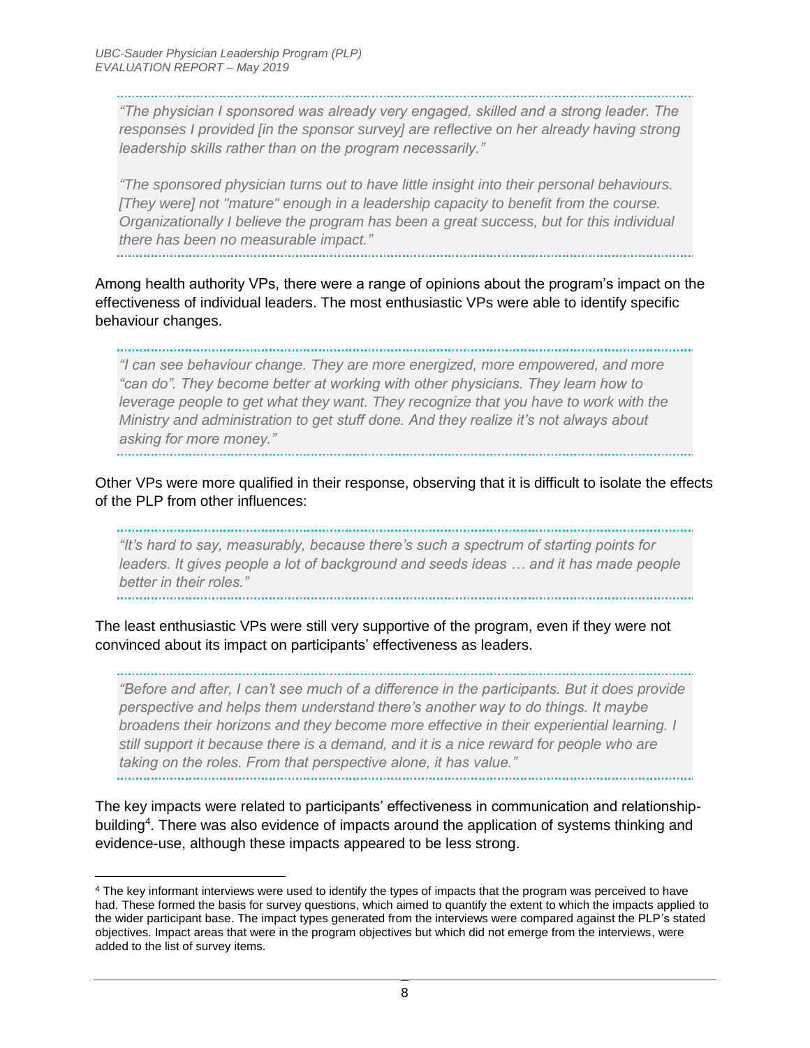> *"The physician I sponsored was already very engaged, skilled and a strong leader. The responses I provided [in the sponsor survey] are reflective on her already having strong leadership skills rather than on the program necessarily."*
>
> *"The sponsored physician turns out to have little insight into their personal behaviours. [They were] not "mature" enough in a leadership capacity to benefit from the course. Organizationally I believe the program has been a great success, but for this individual there has been no measurable impact."*

Among health authority VPs, there were a range of opinions about the program's impact on the effectiveness of individual leaders. The most enthusiastic VPs were able to identify specific behaviour changes.

> *"I can see behaviour change. They are more energized, more empowered, and more "can do". They become better at working with other physicians. They learn how to leverage people to get what they want. They recognize that you have to work with the Ministry and administration to get stuff done. And they realize it's not always about asking for more money."*

Other VPs were more qualified in their response, observing that it is difficult to isolate the effects of the PLP from other influences:

> *"It's hard to say, measurably, because there's such a spectrum of starting points for leaders. It gives people a lot of background and seeds ideas … and it has made people better in their roles."*

The least enthusiastic VPs were still very supportive of the program, even if they were not convinced about its impact on participants' effectiveness as leaders.

> *"Before and after, I can't see much of a difference in the participants. But it does provide perspective and helps them understand there's another way to do things. It maybe broadens their horizons and they become more effective in their experiential learning. I still support it because there is a demand, and it is a nice reward for people who are taking on the roles. From that perspective alone, it has value."*

The key impacts were related to participants' effectiveness in communication and relationship-building[4]. There was also evidence of impacts around the application of systems thinking and evidence-use, although these impacts appeared to be less strong.

---

[4] The key informant interviews were used to identify the types of impacts that the program was perceived to have had. These formed the basis for survey questions, which aimed to quantify the extent to which the impacts applied to the wider participant base. The impact types generated from the interviews were compared against the PLP's stated objectives. Impact areas that were in the program objectives but which did not emerge from the interviews, were added to the list of survey items.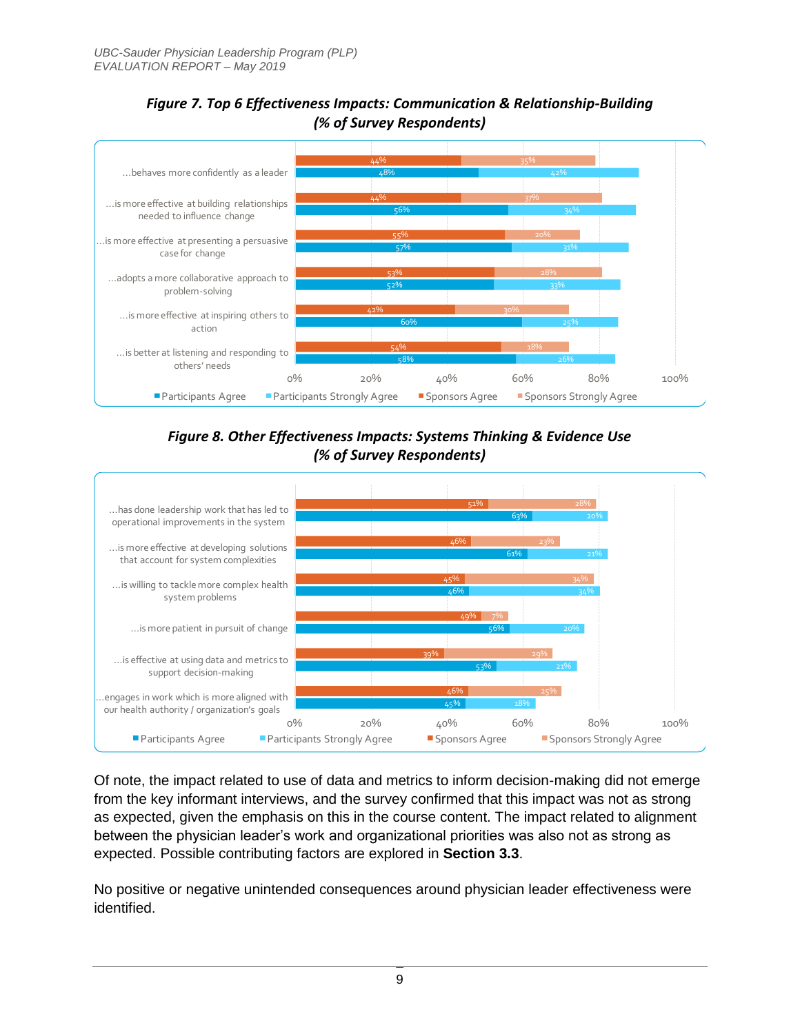***Figure 7. Top 6 Effectiveness Impacts: Communication & Relationship-Building (% of Survey Respondents)***

| | Participants Agree | Participants Strongly Agree | Sponsors Agree | Sponsors Strongly Agree |
|---|---|---|---|---|
| ...behaves more confidently as a leader | 48% | 42% | 44% | 35% |
| ...is more effective at building relationships needed to influence change | 56% | 34% | 44% | 37% |
| ...is more effective at presenting a persuasive case for change | 57% | 31% | 55% | 20% |
| ...adopts a more collaborative approach to problem-solving | 52% | 33% | 53% | 28% |
| ...is more effective at inspiring others to action | 60% | 25% | 42% | 30% |
| ...is better at listening and responding to others' needs | 58% | 26% | 54% | 18% |

***Figure 8. Other Effectiveness Impacts: Systems Thinking & Evidence Use (% of Survey Respondents)***

| | Participants Agree | Participants Strongly Agree | Sponsors Agree | Sponsors Strongly Agree |
|---|---|---|---|---|
| ...has done leadership work that has led to operational improvements in the system | 63% | 20% | 51% | 28% |
| ...is more effective at developing solutions that account for system complexities | 61% | 21% | 46% | 23% |
| ...is willing to tackle more complex health system problems | 46% | 34% | 45% | 34% |
| ...is more patient in pursuit of change | 56% | 20% | 49% | 7% |
| ...is effective at using data and metrics to support decision-making | 53% | 21% | 39% | 29% |
| ...engages in work which is more aligned with our health authority / organization's goals | 45% | 18% | 46% | 25% |

Of note, the impact related to use of data and metrics to inform decision-making did not emerge from the key informant interviews, and the survey confirmed that this impact was not as strong as expected, given the emphasis on this in the course content. The impact related to alignment between the physician leader's work and organizational priorities was also not as strong as expected. Possible contributing factors are explored in **Section 3.3**.

No positive or negative unintended consequences around physician leader effectiveness were identified.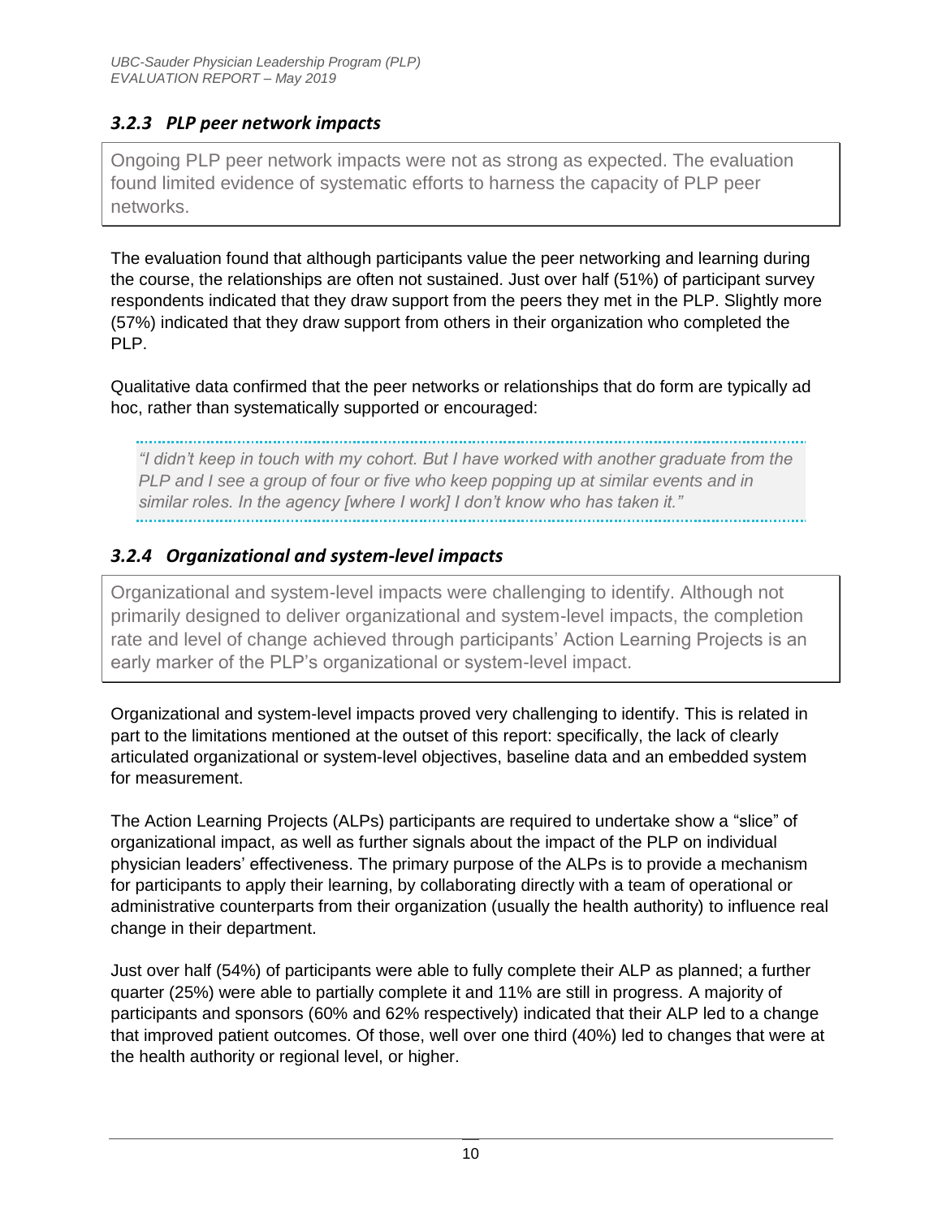### *3.2.3 PLP peer network impacts*

Ongoing PLP peer network impacts were not as strong as expected. The evaluation found limited evidence of systematic efforts to harness the capacity of PLP peer networks.

The evaluation found that although participants value the peer networking and learning during the course, the relationships are often not sustained. Just over half (51%) of participant survey respondents indicated that they draw support from the peers they met in the PLP. Slightly more (57%) indicated that they draw support from others in their organization who completed the PLP.

Qualitative data confirmed that the peer networks or relationships that do form are typically ad hoc, rather than systematically supported or encouraged:

> *"I didn't keep in touch with my cohort. But I have worked with another graduate from the PLP and I see a group of four or five who keep popping up at similar events and in similar roles. In the agency [where I work] I don't know who has taken it."*

### *3.2.4 Organizational and system-level impacts*

Organizational and system-level impacts were challenging to identify. Although not primarily designed to deliver organizational and system-level impacts, the completion rate and level of change achieved through participants' Action Learning Projects is an early marker of the PLP's organizational or system-level impact.

Organizational and system-level impacts proved very challenging to identify. This is related in part to the limitations mentioned at the outset of this report: specifically, the lack of clearly articulated organizational or system-level objectives, baseline data and an embedded system for measurement.

The Action Learning Projects (ALPs) participants are required to undertake show a "slice" of organizational impact, as well as further signals about the impact of the PLP on individual physician leaders' effectiveness. The primary purpose of the ALPs is to provide a mechanism for participants to apply their learning, by collaborating directly with a team of operational or administrative counterparts from their organization (usually the health authority) to influence real change in their department.

Just over half (54%) of participants were able to fully complete their ALP as planned; a further quarter (25%) were able to partially complete it and 11% are still in progress. A majority of participants and sponsors (60% and 62% respectively) indicated that their ALP led to a change that improved patient outcomes. Of those, well over one third (40%) led to changes that were at the health authority or regional level, or higher.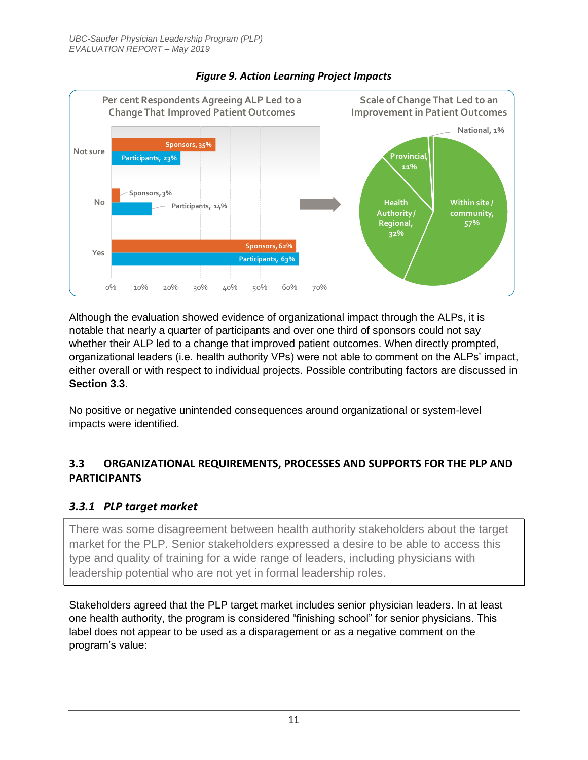*Figure 9. Action Learning Project Impacts*

**Per cent Respondents Agreeing ALP Led to a Change That Improved Patient Outcomes**

| | Sponsors | Participants |
|---|---|---|
| Not sure | 35% | 23% |
| No | 3% | 14% |
| Yes | 62% | 63% |

**Scale of Change That Led to an Improvement in Patient Outcomes**

| Scale | % |
|---|---|
| Within site / community | 57% |
| Health Authority / Regional | 32% |
| Provincial | 11% |
| National | 1% |

Although the evaluation showed evidence of organizational impact through the ALPs, it is notable that nearly a quarter of participants and over one third of sponsors could not say whether their ALP led to a change that improved patient outcomes. When directly prompted, organizational leaders (i.e. health authority VPs) were not able to comment on the ALPs' impact, either overall or with respect to individual projects. Possible contributing factors are discussed in **Section 3.3**.

No positive or negative unintended consequences around organizational or system-level impacts were identified.

## 3.3 ORGANIZATIONAL REQUIREMENTS, PROCESSES AND SUPPORTS FOR THE PLP AND PARTICIPANTS

### *3.3.1 PLP target market*

> There was some disagreement between health authority stakeholders about the target market for the PLP. Senior stakeholders expressed a desire to be able to access this type and quality of training for a wide range of leaders, including physicians with leadership potential who are not yet in formal leadership roles.

Stakeholders agreed that the PLP target market includes senior physician leaders. In at least one health authority, the program is considered "finishing school" for senior physicians. This label does not appear to be used as a disparagement or as a negative comment on the program's value: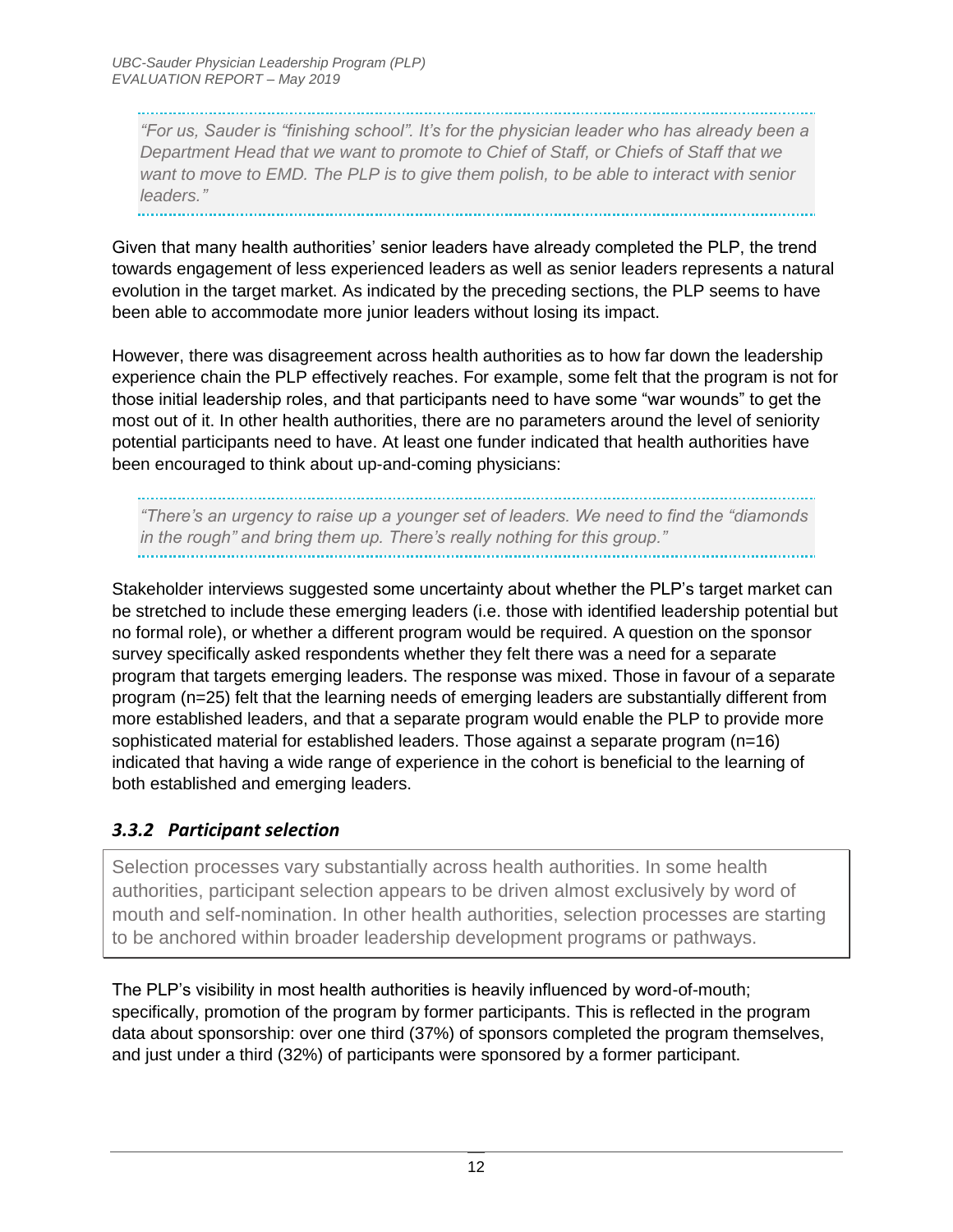> *"For us, Sauder is "finishing school". It's for the physician leader who has already been a Department Head that we want to promote to Chief of Staff, or Chiefs of Staff that we want to move to EMD. The PLP is to give them polish, to be able to interact with senior leaders."*

Given that many health authorities' senior leaders have already completed the PLP, the trend towards engagement of less experienced leaders as well as senior leaders represents a natural evolution in the target market. As indicated by the preceding sections, the PLP seems to have been able to accommodate more junior leaders without losing its impact.

However, there was disagreement across health authorities as to how far down the leadership experience chain the PLP effectively reaches. For example, some felt that the program is not for those initial leadership roles, and that participants need to have some "war wounds" to get the most out of it. In other health authorities, there are no parameters around the level of seniority potential participants need to have. At least one funder indicated that health authorities have been encouraged to think about up-and-coming physicians:

> *"There's an urgency to raise up a younger set of leaders. We need to find the "diamonds in the rough" and bring them up. There's really nothing for this group."*

Stakeholder interviews suggested some uncertainty about whether the PLP's target market can be stretched to include these emerging leaders (i.e. those with identified leadership potential but no formal role), or whether a different program would be required. A question on the sponsor survey specifically asked respondents whether they felt there was a need for a separate program that targets emerging leaders. The response was mixed. Those in favour of a separate program (n=25) felt that the learning needs of emerging leaders are substantially different from more established leaders, and that a separate program would enable the PLP to provide more sophisticated material for established leaders. Those against a separate program (n=16) indicated that having a wide range of experience in the cohort is beneficial to the learning of both established and emerging leaders.

### *3.3.2 Participant selection*

> Selection processes vary substantially across health authorities. In some health authorities, participant selection appears to be driven almost exclusively by word of mouth and self-nomination. In other health authorities, selection processes are starting to be anchored within broader leadership development programs or pathways.

The PLP's visibility in most health authorities is heavily influenced by word-of-mouth; specifically, promotion of the program by former participants. This is reflected in the program data about sponsorship: over one third (37%) of sponsors completed the program themselves, and just under a third (32%) of participants were sponsored by a former participant.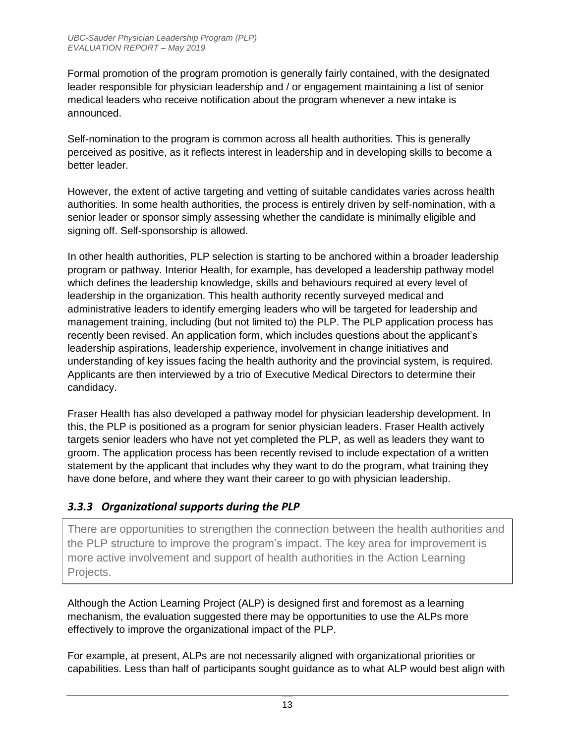Formal promotion of the program promotion is generally fairly contained, with the designated leader responsible for physician leadership and / or engagement maintaining a list of senior medical leaders who receive notification about the program whenever a new intake is announced.

Self-nomination to the program is common across all health authorities. This is generally perceived as positive, as it reflects interest in leadership and in developing skills to become a better leader.

However, the extent of active targeting and vetting of suitable candidates varies across health authorities. In some health authorities, the process is entirely driven by self-nomination, with a senior leader or sponsor simply assessing whether the candidate is minimally eligible and signing off. Self-sponsorship is allowed.

In other health authorities, PLP selection is starting to be anchored within a broader leadership program or pathway. Interior Health, for example, has developed a leadership pathway model which defines the leadership knowledge, skills and behaviours required at every level of leadership in the organization. This health authority recently surveyed medical and administrative leaders to identify emerging leaders who will be targeted for leadership and management training, including (but not limited to) the PLP. The PLP application process has recently been revised. An application form, which includes questions about the applicant's leadership aspirations, leadership experience, involvement in change initiatives and understanding of key issues facing the health authority and the provincial system, is required. Applicants are then interviewed by a trio of Executive Medical Directors to determine their candidacy.

Fraser Health has also developed a pathway model for physician leadership development. In this, the PLP is positioned as a program for senior physician leaders. Fraser Health actively targets senior leaders who have not yet completed the PLP, as well as leaders they want to groom. The application process has been recently revised to include expectation of a written statement by the applicant that includes why they want to do the program, what training they have done before, and where they want their career to go with physician leadership.

### *3.3.3 Organizational supports during the PLP*

> There are opportunities to strengthen the connection between the health authorities and the PLP structure to improve the program's impact. The key area for improvement is more active involvement and support of health authorities in the Action Learning Projects.

Although the Action Learning Project (ALP) is designed first and foremost as a learning mechanism, the evaluation suggested there may be opportunities to use the ALPs more effectively to improve the organizational impact of the PLP.

For example, at present, ALPs are not necessarily aligned with organizational priorities or capabilities. Less than half of participants sought guidance as to what ALP would best align with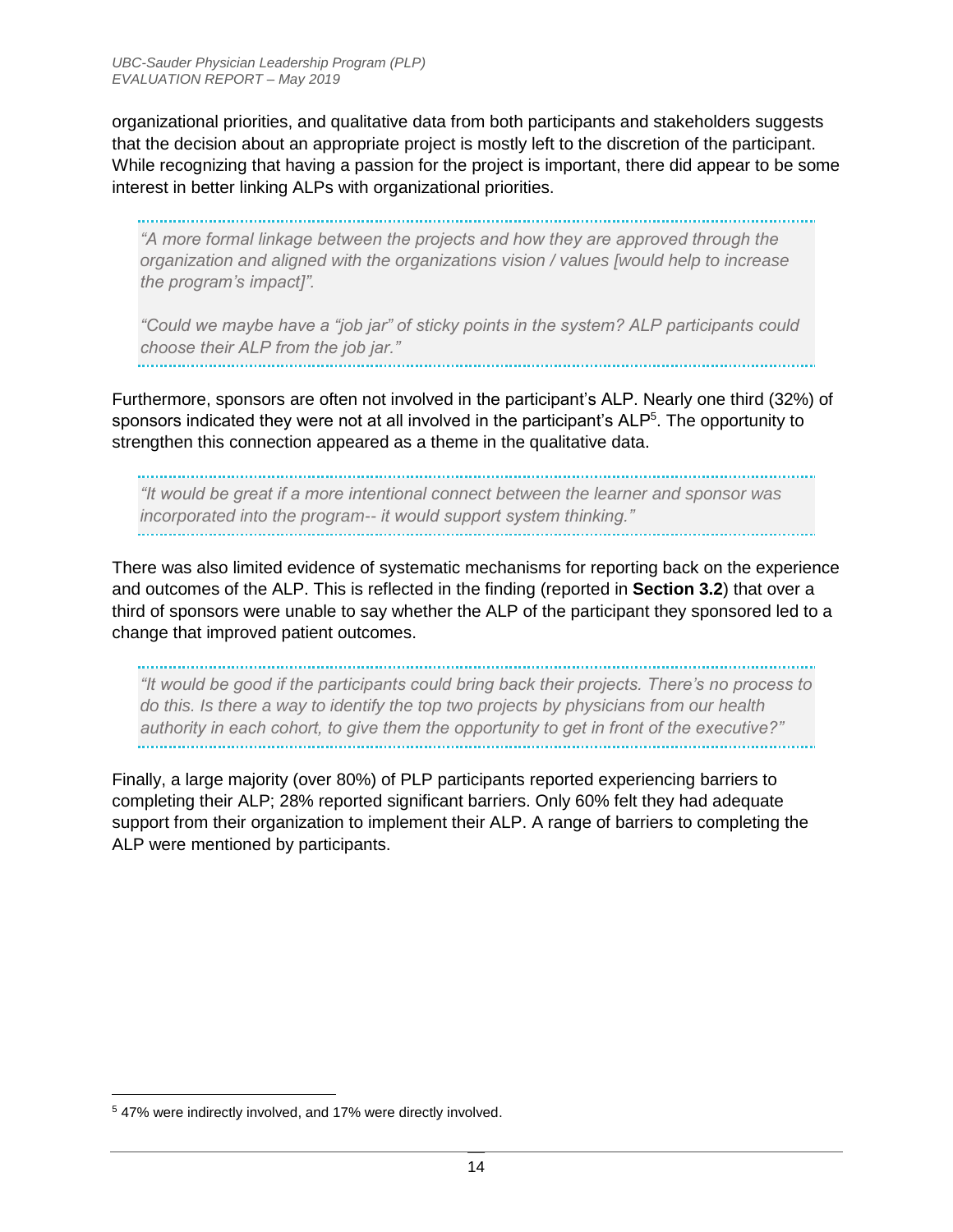organizational priorities, and qualitative data from both participants and stakeholders suggests that the decision about an appropriate project is mostly left to the discretion of the participant. While recognizing that having a passion for the project is important, there did appear to be some interest in better linking ALPs with organizational priorities.

> *"A more formal linkage between the projects and how they are approved through the organization and aligned with the organizations vision / values [would help to increase the program's impact]".*
>
> *"Could we maybe have a "job jar" of sticky points in the system? ALP participants could choose their ALP from the job jar."*

Furthermore, sponsors are often not involved in the participant's ALP. Nearly one third (32%) of sponsors indicated they were not at all involved in the participant's ALP[5]. The opportunity to strengthen this connection appeared as a theme in the qualitative data.

> *"It would be great if a more intentional connect between the learner and sponsor was incorporated into the program-- it would support system thinking."*

There was also limited evidence of systematic mechanisms for reporting back on the experience and outcomes of the ALP. This is reflected in the finding (reported in **Section 3.2**) that over a third of sponsors were unable to say whether the ALP of the participant they sponsored led to a change that improved patient outcomes.

> *"It would be good if the participants could bring back their projects. There's no process to do this. Is there a way to identify the top two projects by physicians from our health authority in each cohort, to give them the opportunity to get in front of the executive?"*

Finally, a large majority (over 80%) of PLP participants reported experiencing barriers to completing their ALP; 28% reported significant barriers. Only 60% felt they had adequate support from their organization to implement their ALP. A range of barriers to completing the ALP were mentioned by participants.

---

[5] 47% were indirectly involved, and 17% were directly involved.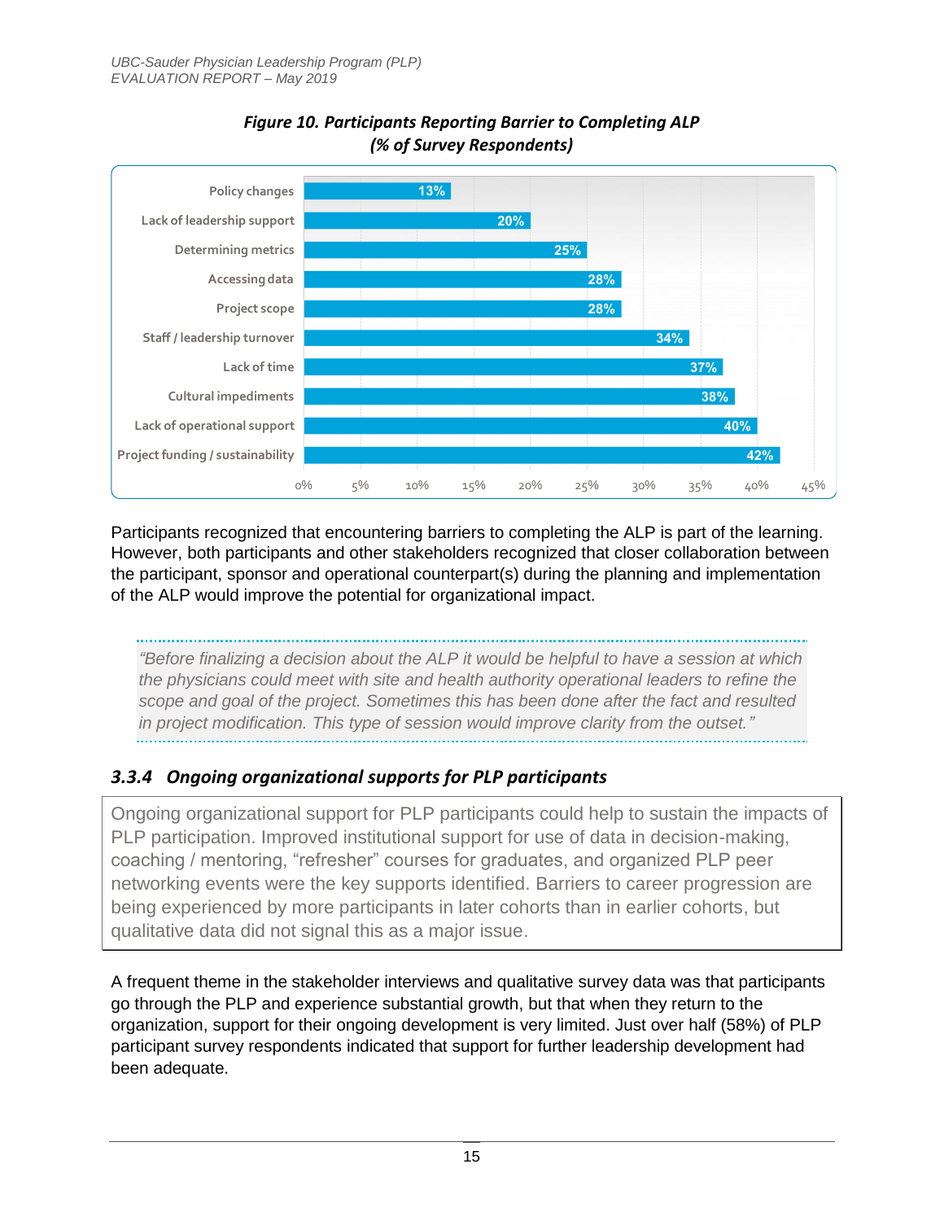***Figure 10. Participants Reporting Barrier to Completing ALP (% of Survey Respondents)***

| Barrier | % |
|---|---|
| Policy changes | 13% |
| Lack of leadership support | 20% |
| Determining metrics | 25% |
| Accessing data | 28% |
| Project scope | 28% |
| Staff / leadership turnover | 34% |
| Lack of time | 37% |
| Cultural impediments | 38% |
| Lack of operational support | 40% |
| Project funding / sustainability | 42% |

Participants recognized that encountering barriers to completing the ALP is part of the learning. However, both participants and other stakeholders recognized that closer collaboration between the participant, sponsor and operational counterpart(s) during the planning and implementation of the ALP would improve the potential for organizational impact.

> *"Before finalizing a decision about the ALP it would be helpful to have a session at which the physicians could meet with site and health authority operational leaders to refine the scope and goal of the project. Sometimes this has been done after the fact and resulted in project modification. This type of session would improve clarity from the outset."*

### *3.3.4 Ongoing organizational supports for PLP participants*

Ongoing organizational support for PLP participants could help to sustain the impacts of PLP participation. Improved institutional support for use of data in decision-making, coaching / mentoring, "refresher" courses for graduates, and organized PLP peer networking events were the key supports identified. Barriers to career progression are being experienced by more participants in later cohorts than in earlier cohorts, but qualitative data did not signal this as a major issue.

A frequent theme in the stakeholder interviews and qualitative survey data was that participants go through the PLP and experience substantial growth, but that when they return to the organization, support for their ongoing development is very limited. Just over half (58%) of PLP participant survey respondents indicated that support for further leadership development had been adequate.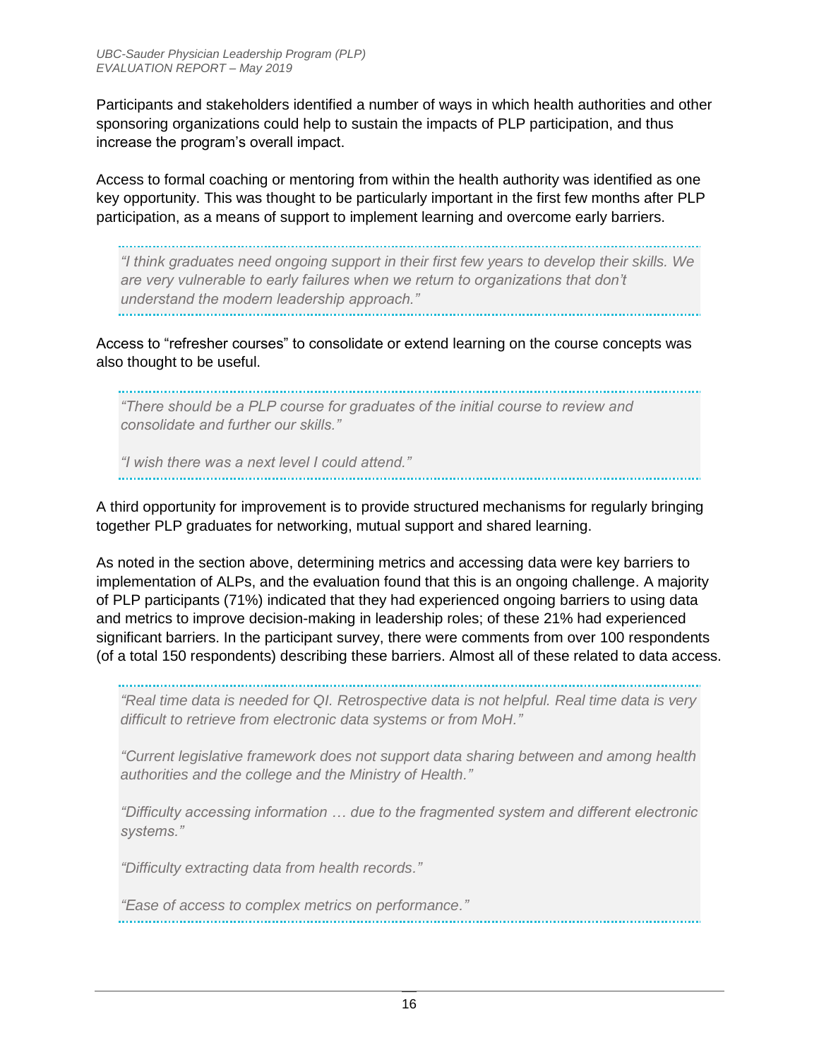Participants and stakeholders identified a number of ways in which health authorities and other sponsoring organizations could help to sustain the impacts of PLP participation, and thus increase the program's overall impact.

Access to formal coaching or mentoring from within the health authority was identified as one key opportunity. This was thought to be particularly important in the first few months after PLP participation, as a means of support to implement learning and overcome early barriers.

> *"I think graduates need ongoing support in their first few years to develop their skills. We are very vulnerable to early failures when we return to organizations that don't understand the modern leadership approach."*

Access to "refresher courses" to consolidate or extend learning on the course concepts was also thought to be useful.

> *"There should be a PLP course for graduates of the initial course to review and consolidate and further our skills."*
>
> *"I wish there was a next level I could attend."*

A third opportunity for improvement is to provide structured mechanisms for regularly bringing together PLP graduates for networking, mutual support and shared learning.

As noted in the section above, determining metrics and accessing data were key barriers to implementation of ALPs, and the evaluation found that this is an ongoing challenge. A majority of PLP participants (71%) indicated that they had experienced ongoing barriers to using data and metrics to improve decision-making in leadership roles; of these 21% had experienced significant barriers. In the participant survey, there were comments from over 100 respondents (of a total 150 respondents) describing these barriers. Almost all of these related to data access.

> *"Real time data is needed for QI. Retrospective data is not helpful. Real time data is very difficult to retrieve from electronic data systems or from MoH."*
>
> *"Current legislative framework does not support data sharing between and among health authorities and the college and the Ministry of Health."*
>
> *"Difficulty accessing information … due to the fragmented system and different electronic systems."*
>
> *"Difficulty extracting data from health records."*
>
> *"Ease of access to complex metrics on performance."*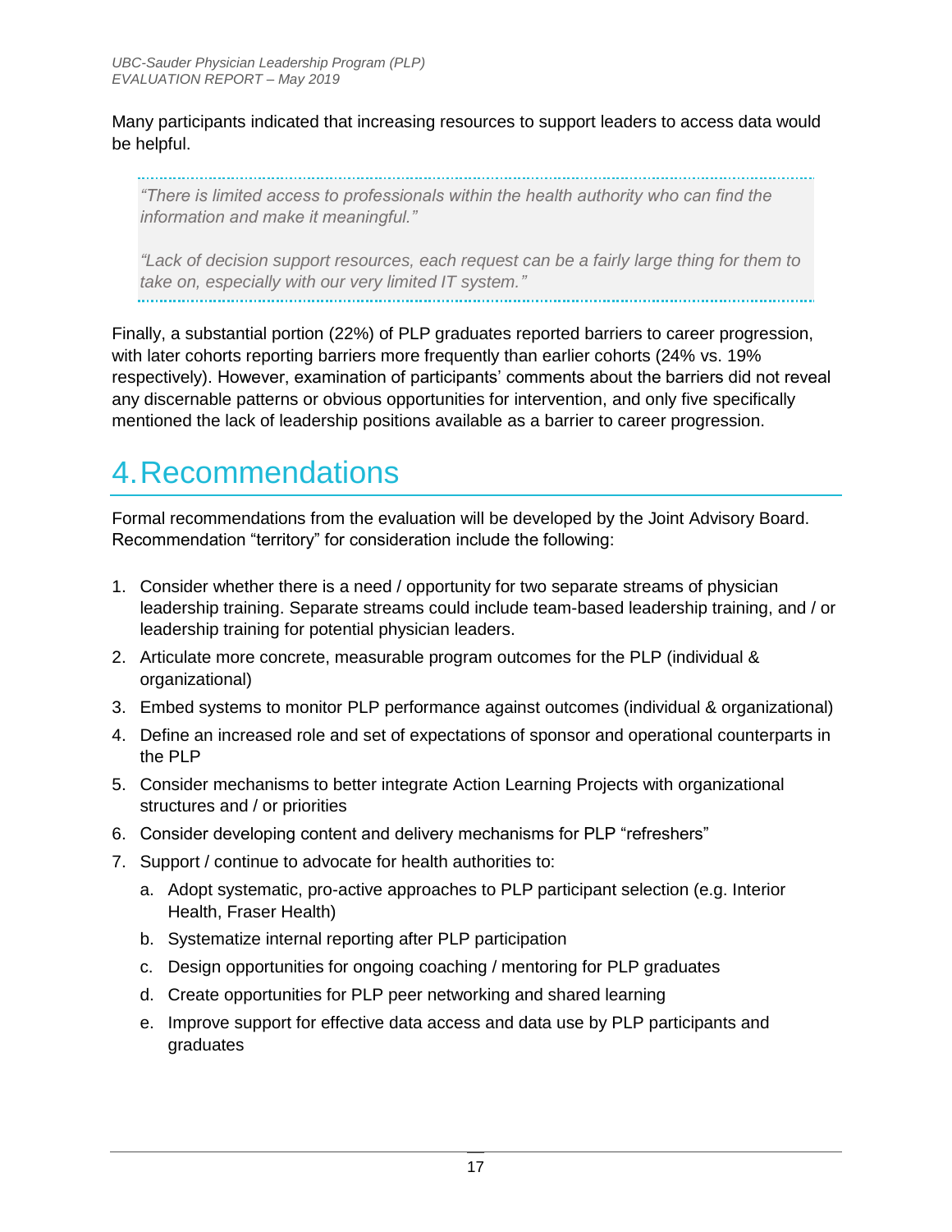Many participants indicated that increasing resources to support leaders to access data would be helpful.

> *"There is limited access to professionals within the health authority who can find the information and make it meaningful."*
>
> *"Lack of decision support resources, each request can be a fairly large thing for them to take on, especially with our very limited IT system."*

Finally, a substantial portion (22%) of PLP graduates reported barriers to career progression, with later cohorts reporting barriers more frequently than earlier cohorts (24% vs. 19% respectively). However, examination of participants' comments about the barriers did not reveal any discernable patterns or obvious opportunities for intervention, and only five specifically mentioned the lack of leadership positions available as a barrier to career progression.

# 4. Recommendations

Formal recommendations from the evaluation will be developed by the Joint Advisory Board. Recommendation "territory" for consideration include the following:

1. Consider whether there is a need / opportunity for two separate streams of physician leadership training. Separate streams could include team-based leadership training, and / or leadership training for potential physician leaders.
2. Articulate more concrete, measurable program outcomes for the PLP (individual & organizational)
3. Embed systems to monitor PLP performance against outcomes (individual & organizational)
4. Define an increased role and set of expectations of sponsor and operational counterparts in the PLP
5. Consider mechanisms to better integrate Action Learning Projects with organizational structures and / or priorities
6. Consider developing content and delivery mechanisms for PLP "refreshers"
7. Support / continue to advocate for health authorities to:
   a. Adopt systematic, pro-active approaches to PLP participant selection (e.g. Interior Health, Fraser Health)
   b. Systematize internal reporting after PLP participation
   c. Design opportunities for ongoing coaching / mentoring for PLP graduates
   d. Create opportunities for PLP peer networking and shared learning
   e. Improve support for effective data access and data use by PLP participants and graduates